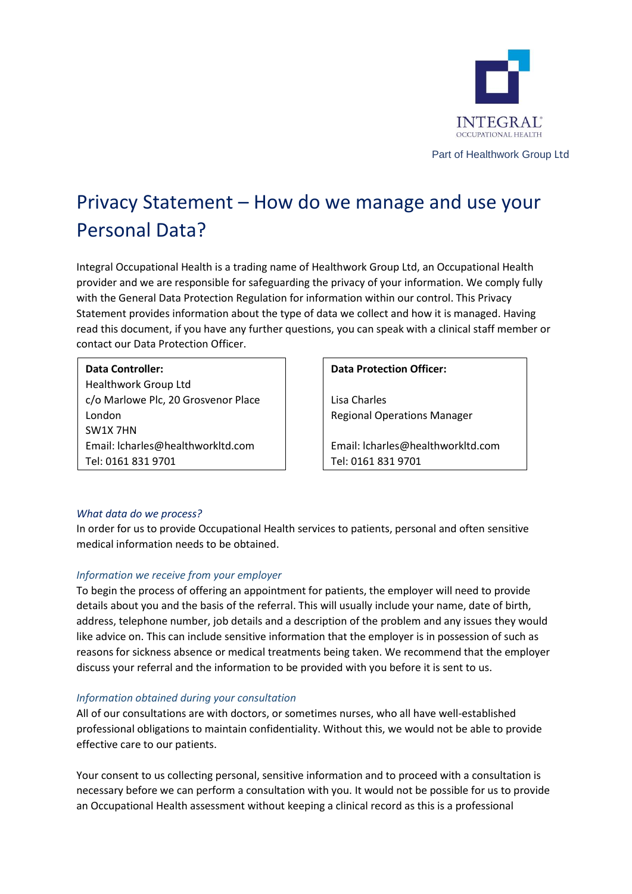INTEGRAL®
OCCUPATIONAL HEALTH

Part of Healthwork Group Ltd

# Privacy Statement – How do we manage and use your Personal Data?

Integral Occupational Health is a trading name of Healthwork Group Ltd, an Occupational Health provider and we are responsible for safeguarding the privacy of your information. We comply fully with the General Data Protection Regulation for information within our control. This Privacy Statement provides information about the type of data we collect and how it is managed. Having read this document, if you have any further questions, you can speak with a clinical staff member or contact our Data Protection Officer.

**Data Controller:**
Healthwork Group Ltd
c/o Marlowe Plc, 20 Grosvenor Place
London
SW1X 7HN
Email: lcharles@healthworkltd.com
Tel: 0161 831 9701

**Data Protection Officer:**

Lisa Charles
Regional Operations Manager

Email: lcharles@healthworkltd.com
Tel: 0161 831 9701

### *What data do we process?*

In order for us to provide Occupational Health services to patients, personal and often sensitive medical information needs to be obtained.

### *Information we receive from your employer*

To begin the process of offering an appointment for patients, the employer will need to provide details about you and the basis of the referral. This will usually include your name, date of birth, address, telephone number, job details and a description of the problem and any issues they would like advice on. This can include sensitive information that the employer is in possession of such as reasons for sickness absence or medical treatments being taken. We recommend that the employer discuss your referral and the information to be provided with you before it is sent to us.

### *Information obtained during your consultation*

All of our consultations are with doctors, or sometimes nurses, who all have well-established professional obligations to maintain confidentiality. Without this, we would not be able to provide effective care to our patients.

Your consent to us collecting personal, sensitive information and to proceed with a consultation is necessary before we can perform a consultation with you. It would not be possible for us to provide an Occupational Health assessment without keeping a clinical record as this is a professional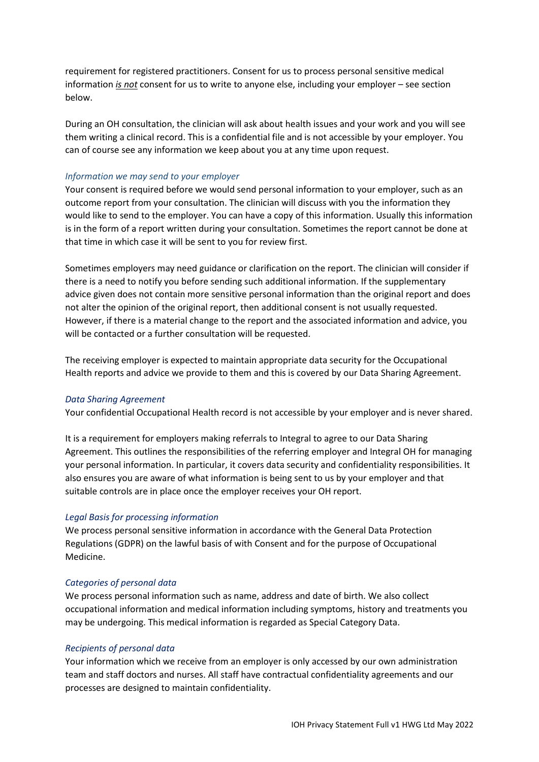requirement for registered practitioners. Consent for us to process personal sensitive medical information ***is not*** consent for us to write to anyone else, including your employer – see section below.

During an OH consultation, the clinician will ask about health issues and your work and you will see them writing a clinical record. This is a confidential file and is not accessible by your employer. You can of course see any information we keep about you at any time upon request.

### *Information we may send to your employer*

Your consent is required before we would send personal information to your employer, such as an outcome report from your consultation. The clinician will discuss with you the information they would like to send to the employer. You can have a copy of this information. Usually this information is in the form of a report written during your consultation. Sometimes the report cannot be done at that time in which case it will be sent to you for review first.

Sometimes employers may need guidance or clarification on the report. The clinician will consider if there is a need to notify you before sending such additional information. If the supplementary advice given does not contain more sensitive personal information than the original report and does not alter the opinion of the original report, then additional consent is not usually requested. However, if there is a material change to the report and the associated information and advice, you will be contacted or a further consultation will be requested.

The receiving employer is expected to maintain appropriate data security for the Occupational Health reports and advice we provide to them and this is covered by our Data Sharing Agreement.

### *Data Sharing Agreement*

Your confidential Occupational Health record is not accessible by your employer and is never shared.

It is a requirement for employers making referrals to Integral to agree to our Data Sharing Agreement. This outlines the responsibilities of the referring employer and Integral OH for managing your personal information. In particular, it covers data security and confidentiality responsibilities. It also ensures you are aware of what information is being sent to us by your employer and that suitable controls are in place once the employer receives your OH report.

### *Legal Basis for processing information*

We process personal sensitive information in accordance with the General Data Protection Regulations (GDPR) on the lawful basis of with Consent and for the purpose of Occupational Medicine.

### *Categories of personal data*

We process personal information such as name, address and date of birth. We also collect occupational information and medical information including symptoms, history and treatments you may be undergoing. This medical information is regarded as Special Category Data.

### *Recipients of personal data*

Your information which we receive from an employer is only accessed by our own administration team and staff doctors and nurses. All staff have contractual confidentiality agreements and our processes are designed to maintain confidentiality.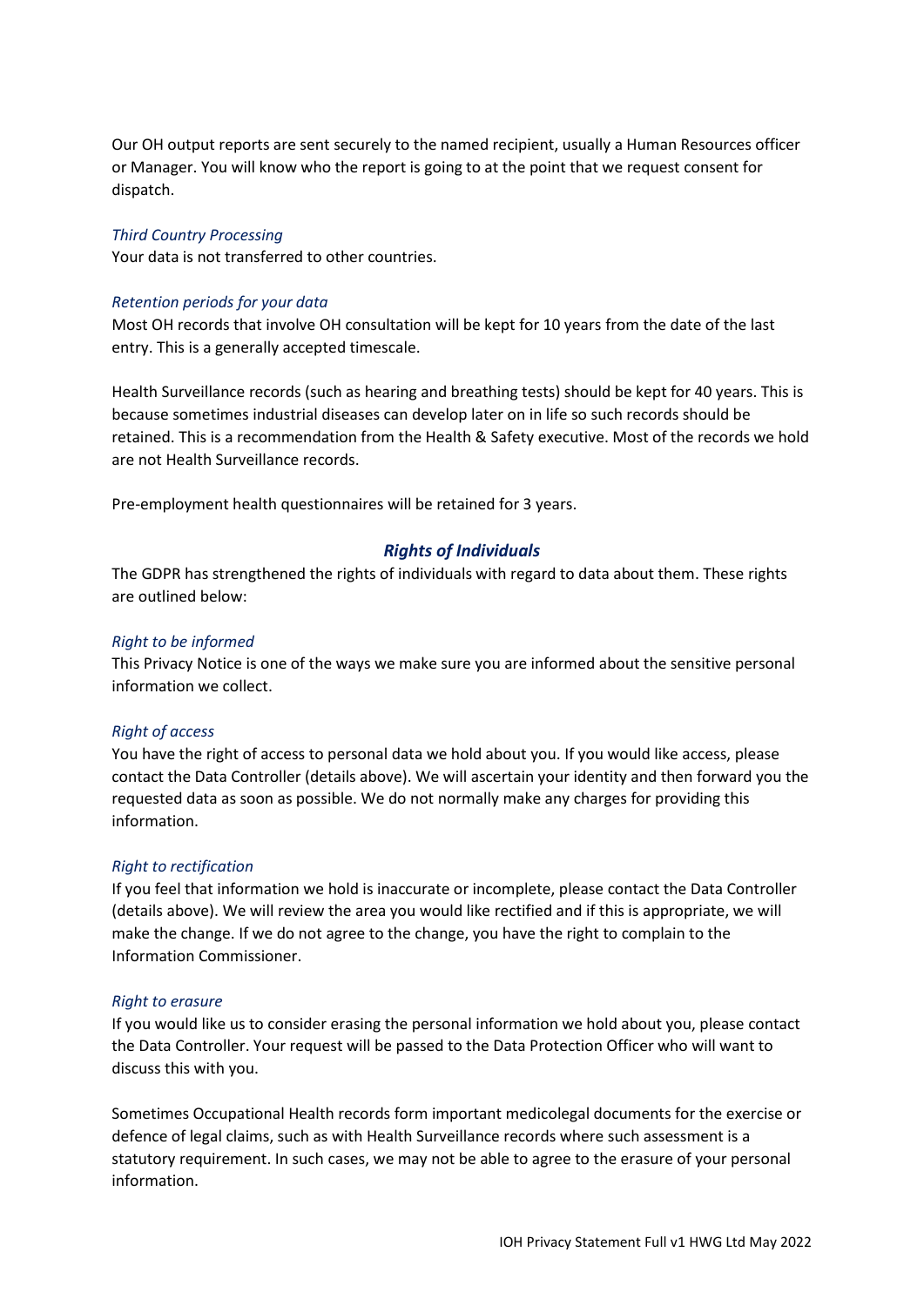Our OH output reports are sent securely to the named recipient, usually a Human Resources officer or Manager. You will know who the report is going to at the point that we request consent for dispatch.

*Third Country Processing*

Your data is not transferred to other countries.

*Retention periods for your data*

Most OH records that involve OH consultation will be kept for 10 years from the date of the last entry. This is a generally accepted timescale.

Health Surveillance records (such as hearing and breathing tests) should be kept for 40 years. This is because sometimes industrial diseases can develop later on in life so such records should be retained. This is a recommendation from the Health & Safety executive. Most of the records we hold are not Health Surveillance records.

Pre-employment health questionnaires will be retained for 3 years.

## ***Rights of Individuals***

The GDPR has strengthened the rights of individuals with regard to data about them. These rights are outlined below:

*Right to be informed*

This Privacy Notice is one of the ways we make sure you are informed about the sensitive personal information we collect.

*Right of access*

You have the right of access to personal data we hold about you. If you would like access, please contact the Data Controller (details above). We will ascertain your identity and then forward you the requested data as soon as possible. We do not normally make any charges for providing this information.

*Right to rectification*

If you feel that information we hold is inaccurate or incomplete, please contact the Data Controller (details above). We will review the area you would like rectified and if this is appropriate, we will make the change. If we do not agree to the change, you have the right to complain to the Information Commissioner.

*Right to erasure*

If you would like us to consider erasing the personal information we hold about you, please contact the Data Controller. Your request will be passed to the Data Protection Officer who will want to discuss this with you.

Sometimes Occupational Health records form important medicolegal documents for the exercise or defence of legal claims, such as with Health Surveillance records where such assessment is a statutory requirement. In such cases, we may not be able to agree to the erasure of your personal information.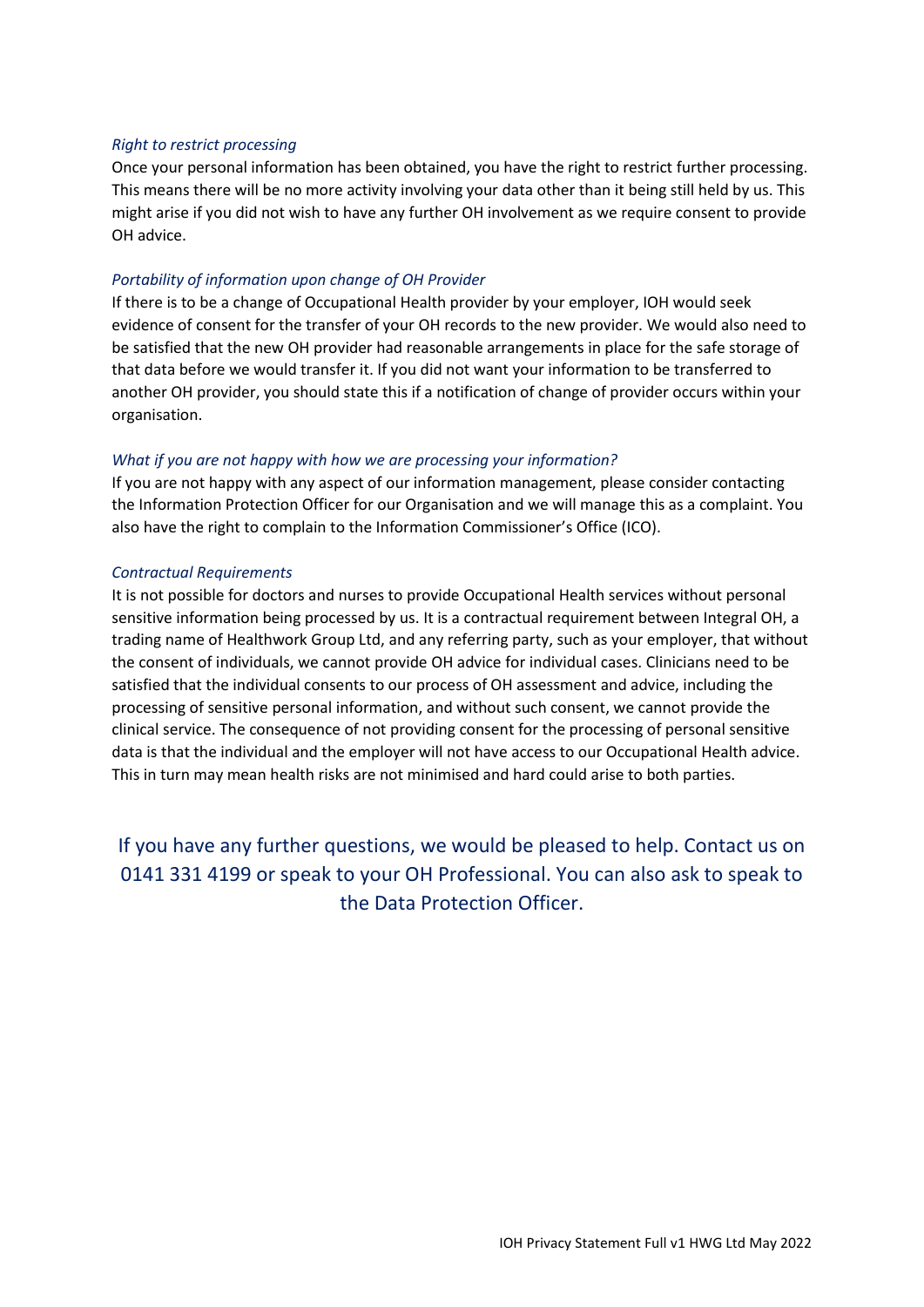*Right to restrict processing*

Once your personal information has been obtained, you have the right to restrict further processing. This means there will be no more activity involving your data other than it being still held by us. This might arise if you did not wish to have any further OH involvement as we require consent to provide OH advice.

*Portability of information upon change of OH Provider*

If there is to be a change of Occupational Health provider by your employer, IOH would seek evidence of consent for the transfer of your OH records to the new provider. We would also need to be satisfied that the new OH provider had reasonable arrangements in place for the safe storage of that data before we would transfer it. If you did not want your information to be transferred to another OH provider, you should state this if a notification of change of provider occurs within your organisation.

*What if you are not happy with how we are processing your information?*

If you are not happy with any aspect of our information management, please consider contacting the Information Protection Officer for our Organisation and we will manage this as a complaint. You also have the right to complain to the Information Commissioner's Office (ICO).

*Contractual Requirements*

It is not possible for doctors and nurses to provide Occupational Health services without personal sensitive information being processed by us. It is a contractual requirement between Integral OH, a trading name of Healthwork Group Ltd, and any referring party, such as your employer, that without the consent of individuals, we cannot provide OH advice for individual cases. Clinicians need to be satisfied that the individual consents to our process of OH assessment and advice, including the processing of sensitive personal information, and without such consent, we cannot provide the clinical service. The consequence of not providing consent for the processing of personal sensitive data is that the individual and the employer will not have access to our Occupational Health advice. This in turn may mean health risks are not minimised and hard could arise to both parties.

If you have any further questions, we would be pleased to help. Contact us on 0141 331 4199 or speak to your OH Professional. You can also ask to speak to the Data Protection Officer.

IOH Privacy Statement Full v1 HWG Ltd May 2022